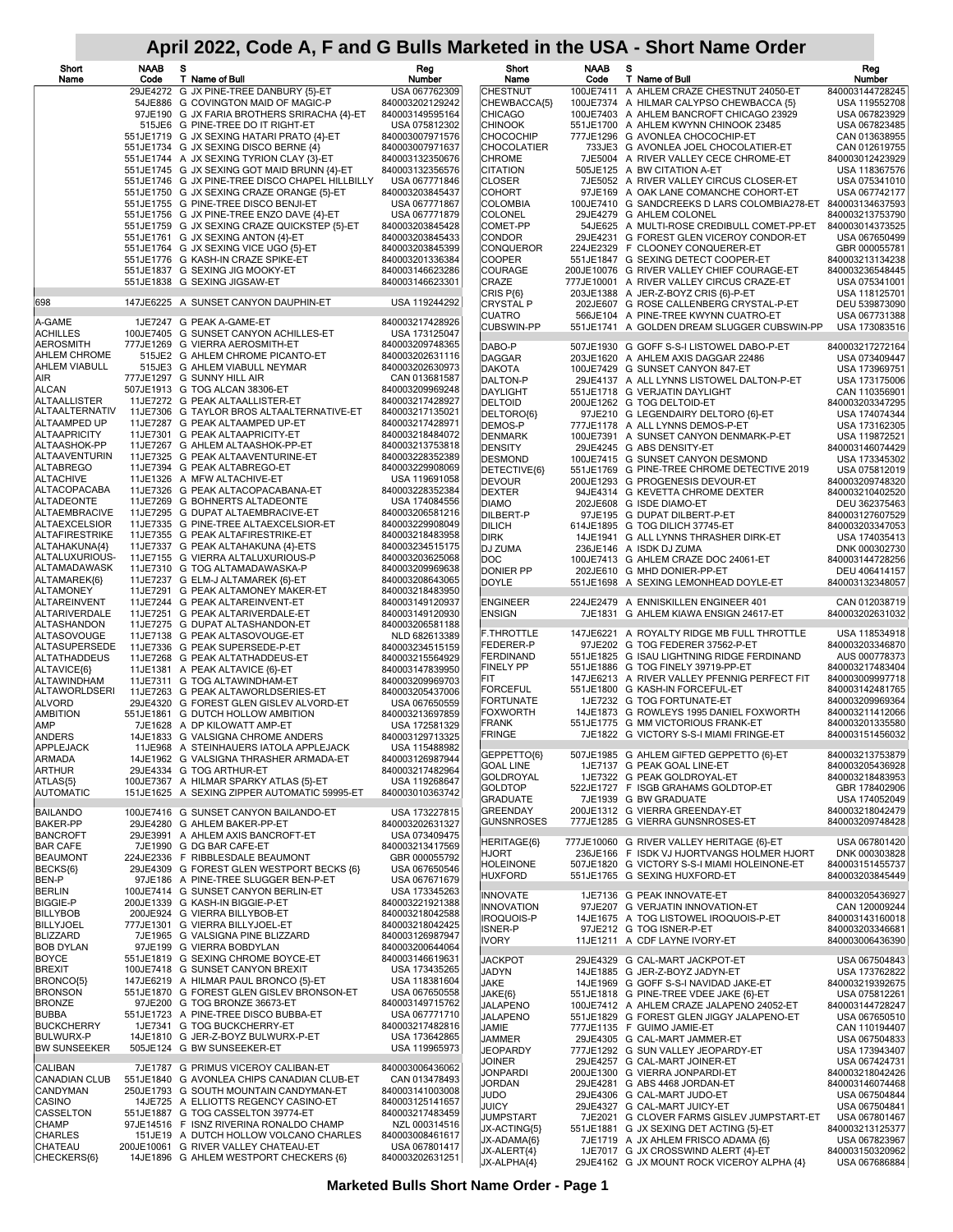# April 2022, Code A, F and G Bulls Marketed in the USA - Short Name Order

| Short Name | NAAB Code | S T | Name of Bull | Reg Number |
|---|---|---|---|---|
| | 29JE4272 | G | JX PINE-TREE DANBURY {5}-ET | USA 067762309 |
| | 54JE886 | G | COVINGTON MAID OF MAGIC-P | 840003202129242 |
| | 97JE190 | G | JX FARIA BROTHERS SRIRACHA {4}-ET | 840003149595164 |
| | 515JE6 | G | PINE-TREE DO IT RIGHT-ET | USA 075812302 |
| | 551JE1719 | G | JX SEXING HATARI PRATO {4}-ET | 840003007971576 |
| | 551JE1734 | G | JX SEXING DISCO BERNE {4} | 840003007971637 |
| | 551JE1744 | A | JX SEXING TYRION CLAY {3}-ET | 840003132350676 |
| | 551JE1745 | G | JX SEXING GOT MAID BRUNN {4}-ET | 840003132356576 |
| | 551JE1746 | G | JX PINE-TREE DISCO CHAPEL HILLBILLY | USA 067771846 |
| | 551JE1750 | G | JX SEXING CRAZE ORANGE {5}-ET | 840003203845437 |
| | 551JE1755 | G | PINE-TREE DISCO BENJI-ET | USA 067771867 |
| | 551JE1756 | G | JX PINE-TREE ENZO DAVE {4}-ET | USA 067771879 |
| | 551JE1759 | G | JX SEXING CRAZE QUICKSTEP {5}-ET | 840003203845428 |
| | 551JE1761 | G | JX SEXING ANTON {4}-ET | 840003203845433 |
| | 551JE1764 | G | JX SEXING VICE UGO {5}-ET | 840003203845399 |
| | 551JE1776 | G | KASH-IN CRAZE SPIKE-ET | 840003201336384 |
| | 551JE1837 | G | SEXING JIG MOOKY-ET | 840003146623286 |
| | 551JE1838 | G | SEXING JIGSAW-ET | 840003146623301 |
| 698 | 147JE6225 | A | SUNSET CANYON DAUPHIN-ET | USA 119244292 |
| A-GAME | 1JE7247 | G | PEAK A-GAME-ET | 840003217428926 |
| ACHILLES | 100JE7405 | G | SUNSET CANYON ACHILLES-ET | USA 173125047 |
| AEROSMITH | 777JE1269 | G | VIERRA AEROSMITH-ET | 840003209748365 |
| AHLEM CHROME | 515JE2 | G | AHLEM CHROME PICANTO-ET | 840003202631116 |
| AHLEM VIABULL | 515JE3 | G | AHLEM VIABULL NEYMAR | 840003202630973 |
| AIR | 777JE1297 | G | SUNNY HILL AIR | CAN 013681587 |
| ALCAN | 507JE1913 | G | TOG ALCAN 38306-ET | 840003209969248 |
| ALTAALLISTER | 11JE7272 | G | PEAK ALTAALLISTER-ET | 840003217428927 |
| ALTAALTERNATIV | 11JE7306 | G | TAYLOR BROS ALTAALTERNATIVE-ET | 840003217135021 |
| ALTAAMPED UP | 11JE7287 | G | PEAK ALTAAMPED UP-ET | 840003217428971 |
| ALTAAPRICITY | 11JE7301 | G | PEAK ALTAAPRICITY-ET | 840003218484072 |
| ALTAASHOK-PP | 11JE7267 | G | AHLEM ALTAASHOK-PP-ET | 840003213753818 |
| ALTAAVENTURIN | 11JE7325 | G | PEAK ALTAAVENTURINE-ET | 840003228352389 |
| ALTABREGO | 11JE7394 | G | PEAK ALTABREGO-ET | 840003229908069 |
| ALTACHIVE | 11JE1326 | A | MFW ALTACHIVE-ET | USA 119691058 |
| ALTACOPACABA | 11JE7326 | G | PEAK ALTACOPACABANA-ET | 840003228352384 |
| ALTADEONTE | 11JE7269 | G | BOHNERTS ALTADEONTE | USA 174084556 |
| ALTAEMBRACIVE | 11JE7295 | G | DUPAT ALTAEMBRACIVE-ET | 840003206581216 |
| ALTAEXCELSIOR | 11JE7335 | G | PINE-TREE ALTAEXCELSIOR-ET | 840003229908049 |
| ALTAFIRESTRIKE | 11JE7355 | G | PEAK ALTAFIRESTRIKE-ET | 840003218483958 |
| ALTAHAKUNA{4} | 11JE7337 | G | PEAK ALTAHAKUNA {4}-ETS | 840003234515175 |
| ALTALUXURIOUS- | 11JE7155 | G | VIERRA ALTALUXURIOUS-P | 840003203625068 |
| ALTAMADAWASK | 11JE7310 | G | TOG ALTAMADAWASKA-P | 840003209969638 |
| ALTAMAREK{6} | 11JE7237 | G | ELM-J ALTAMAREK {6}-ET | 840003208643065 |
| ALTAMONEY | 11JE7291 | G | PEAK ALTAMONEY MAKER-ET | 840003218483950 |
| ALTAREINVENT | 11JE7244 | G | PEAK ALTAREINVENT-ET | 840003149120937 |
| ALTARIVERDALE | 11JE7251 | G | PEAK ALTARIVERDALE-ET | 840003149120930 |
| ALTASHANDON | 11JE7275 | G | DUPAT ALTASHANDON-ET | 840003206581188 |
| ALTASOVOUGE | 11JE7138 | G | PEAK ALTASOVOUGE-ET | NLD 682613389 |
| ALTASUPERSEDE | 11JE7336 | G | PEAK SUPERSEDE-P-ET | 840003234515159 |
| ALTATHADDEUS | 11JE7268 | G | PEAK ALTATHADDEUS-ET | 840003215564929 |
| ALTAVICE{6} | 11JE1381 | A | PEAK ALTAVICE {6}-ET | 840003147839950 |
| ALTAWINDHAM | 11JE7311 | G | TOG ALTAWINDHAM-ET | 840003209969703 |
| ALTAWORLDSERI | 11JE7263 | G | PEAK ALTAWORLDSERIES-ET | 840003205437006 |
| ALVORD | 29JE4320 | G | FOREST GLEN GISLEV ALVORD-ET | USA 067650559 |
| AMBITION | 551JE1861 | G | DUTCH HOLLOW AMBITION | 840003213697859 |
| AMP | 7JE1628 | A | DP KILOWATT AMP-ET | USA 172581329 |
| ANDERS | 14JE1833 | G | VALSIGNA CHROME ANDERS | 840003129713325 |
| APPLEJACK | 11JE968 | A | STEINHAUERS IATOLA APPLEJACK | USA 115488982 |
| ARMADA | 14JE1962 | G | VALSIGNA THRASHER ARMADA-ET | 840003126987944 |
| ARTHUR | 29JE4334 | G | TOG ARTHUR-ET | 840003217482964 |
| ATLAS{5} | 100JE7367 | A | HILMAR SPARKY ATLAS {5}-ET | USA 119268647 |
| AUTOMATIC | 151JE1625 | A | SEXING ZIPPER AUTOMATIC 59995-ET | 840003010363742 |
| BAILANDO | 100JE7416 | G | SUNSET CANYON BAILANDO-ET | USA 173227815 |
| BAKER-PP | 29JE4280 | G | AHLEM BAKER-PP-ET | 840003202631327 |
| BANCROFT | 29JE3991 | A | AHLEM AXIS BANCROFT-ET | USA 073409475 |
| BAR CAFE | 7JE1990 | G | DG BAR CAFE-ET | 840003213417569 |
| BEAUMONT | 224JE2336 | F | RIBBLESDALE BEAUMONT | GBR 000055792 |
| BECKS{6} | 29JE4309 | G | FOREST GLEN WESTPORT BECKS {6} | USA 067650546 |
| BEN-P | 97JE186 | A | PINE-TREE SLUGGER BEN-P-ET | USA 067671679 |
| BERLIN | 100JE7414 | G | SUNSET CANYON BERLIN-ET | USA 173345263 |
| BIGGIE-P | 200JE1339 | G | KASH-IN BIGGIE-P-ET | 840003221921388 |
| BILLYBOB | 200JE924 | G | VIERRA BILLYBOB-ET | 840003218042588 |
| BILLYJOEL | 777JE1301 | G | VIERRA BILLYJOEL-ET | 840003218042425 |
| BLIZZARD | 7JE1965 | G | VALSIGNA PINE BLIZZARD | 840003126987947 |
| BOB DYLAN | 97JE199 | G | VIERRA BOBDYLAN | 840003200644064 |
| BOYCE | 551JE1819 | G | SEXING CHROME BOYCE-ET | 840003146619631 |
| BREXIT | 100JE7418 | G | SUNSET CANYON BREXIT | USA 173435265 |
| BRONCO{5} | 147JE6219 | A | HILMAR PAUL BRONCO {5}-ET | USA 118381604 |
| BRONSON | 551JE1870 | G | FOREST GLEN GISLEV BRONSON-ET | USA 067650558 |
| BRONZE | 97JE200 | G | TOG BRONZE 36673-ET | 840003149715762 |
| BUBBA | 551JE1723 | A | PINE-TREE DISCO BUBBA-ET | USA 067771710 |
| BUCKCHERRY | 1JE7341 | G | TOG BUCKCHERRY-ET | 840003217482816 |
| BULWURX-P | 14JE1810 | G | JER-Z-BOYZ BULWURX-P-ET | USA 173642865 |
| BW SUNSEEKER | 505JE124 | G | BW SUNSEEKER-ET | USA 119965973 |
| CALIBAN | 7JE1787 | G | PRIMUS VICEROY CALIBAN-ET | 840003006436062 |
| CANADIAN CLUB | 551JE1840 | G | AVONLEA CHIPS CANADIAN CLUB-ET | CAN 013478493 |
| CANDYMAN | 250JE1793 | G | SOUTH MOUNTAIN CANDYMAN-ET | 840003141003008 |
| CASINO | 14JE725 | A | ELLIOTTS REGENCY CASINO-ET | 840003125141657 |
| CASSELTON | 551JE1887 | G | TOG CASSELTON 39774-ET | 840003217483459 |
| CHAMP | 97JE14516 | F | ISNZ RIVERINA RONALDO CHAMP | NZL 000314516 |
| CHARLES | 151JE19 | A | DUTCH HOLLOW VOLCANO CHARLES | 840003008461617 |
| CHATEAU | 200JE10061 | G | RIVER VALLEY CHATEAU-ET | USA 067801417 |
| CHECKERS{6} | 14JE1896 | G | AHLEM WESTPORT CHECKERS {6} | 840003202631251 |
| CHESTNUT | 100JE7411 | A | AHLEM CRAZE CHESTNUT 24050-ET | 840003144728245 |
| CHEWBACCA{5} | 100JE7374 | A | HILMAR CALYPSO CHEWBACCA {5} | USA 119552708 |
| CHICAGO | 100JE7403 | A | AHLEM BANCROFT CHICAGO 23929 | USA 067823929 |
| CHINOOK | 551JE1700 | A | AHLEM KWYNN CHINOOK 23485 | USA 067823485 |
| CHOCOCHIP | 777JE1296 | G | AVONLEA CHOCOCHIP-ET | CAN 013638955 |
| CHOCOLATIER | 733JE3 | G | AVONLEA JOEL CHOCOLATIER-ET | CAN 012619755 |
| CHROME | 7JE5004 | A | RIVER VALLEY CECE CHROME-ET | 840003012423929 |
| CITATION | 505JE125 | A | BW CITATION A-ET | USA 118367576 |
| CLOSER | 7JE5052 | A | RIVER VALLEY CIRCUS CLOSER-ET | USA 075341010 |
| COHORT | 97JE169 | A | OAK LANE COMANCHE COHORT-ET | USA 067742177 |
| COLOMBIA | 100JE7410 | G | SANDCREEKS D LARS COLOMBIA278-ET | 840003134637593 |
| COLONEL | 29JE4279 | G | AHLEM COLONEL | 840003213753790 |
| COMET-PP | 54JE625 | A | MULTI-ROSE CREDIBULL COMET-PP-ET | 840003014373525 |
| CONDOR | 29JE4231 | G | FOREST GLEN VICEROY CONDOR-ET | USA 067650499 |
| CONQUEROR | 224JE2329 | F | CLOONEY CONQUERER-ET | GBR 000055781 |
| COOPER | 551JE1847 | G | SEXING DETECT COOPER-ET | 840003213134238 |
| COURAGE | 200JE10076 | G | RIVER VALLEY CHIEF COURAGE-ET | 840003236548445 |
| CRAZE | 777JE10001 | A | RIVER VALLEY CIRCUS CRAZE-ET | USA 075341001 |
| CRIS P{6} | 203JE1388 | A | JER-Z-BOYZ CRIS {6}-P-ET | USA 118125701 |
| CRYSTAL P | 202JE607 | G | ROSE CALLENBERG CRYSTAL-P-ET | DEU 539873090 |
| CUATRO | 566JE104 | A | PINE-TREE KWYNN CUATRO-ET | USA 067731388 |
| CUBSWIN-PP | 551JE1741 | A | GOLDEN DREAM SLUGGER CUBSWIN-PP | USA 173083516 |
| DABO-P | 507JE1930 | G | GOFF S-S-I LISTOWEL DABO-P-ET | 840003217272164 |
| DAGGAR | 203JE1620 | A | AHLEM AXIS DAGGAR 22486 | USA 073409447 |
| DAKOTA | 100JE7429 | G | SUNSET CANYON 847-ET | USA 173969751 |
| DALTON-P | 29JE4137 | A | ALL LYNNS LISTOWEL DALTON-P-ET | USA 173175006 |
| DAYLIGHT | 551JE1718 | G | VERJATIN DAYLIGHT | CAN 110356901 |
| DELTOID | 200JE1262 | G | TOG DELTOID-ET | 840003203347295 |
| DELTORO{6} | 97JE210 | G | LEGENDAIRY DELTORO {6}-ET | USA 174074344 |
| DEMOS-P | 777JE1178 | A | ALL LYNNS DEMOS-P-ET | USA 173162305 |
| DENMARK | 100JE7391 | A | SUNSET CANYON DENMARK-P-ET | USA 119872521 |
| DENSITY | 29JE4245 | G | ABS DENSITY-ET | 840003146074429 |
| DESMOND | 100JE7415 | G | SUNSET CANYON DESMOND | USA 173345302 |
| DETECTIVE{6} | 551JE1769 | G | PINE-TREE CHROME DETECTIVE 2019 | USA 075812019 |
| DEVOUR | 200JE1293 | G | PROGENESIS DEVOUR-ET | 840003209748320 |
| DEXTER | 94JE4314 | G | KEVETTA CHROME DEXTER | 840003210402520 |
| DIAMO | 202JE608 | G | ISDE DIAMO-ET | DEU 362375463 |
| DILBERT-P | 97JE195 | G | DUPAT DILBERT-P-ET | 840003127607529 |
| DILICH | 614JE1895 | G | TOG DILICH 37745-ET | 840003203347053 |
| DIRK | 14JE1941 | G | ALL LYNNS THRASHER DIRK-ET | USA 174035413 |
| DJ ZUMA | 236JE146 | A | ISDK DJ ZUMA | DNK 000302730 |
| DOC | 100JE7413 | G | AHLEM CRAZE DOC 24061-ET | 840003144728256 |
| DONIER PP | 202JE610 | G | MHD DONIER-PP-ET | DEU 406414157 |
| DOYLE | 551JE1698 | A | SEXING LEMONHEAD DOYLE-ET | 840003132348057 |
| ENGINEER | 224JE2479 | A | ENNISKILLEN ENGINEER 401 | CAN 012038719 |
| ENSIGN | 7JE1831 | G | AHLEM KIAWA ENSIGN 24617-ET | 840003202631032 |
| F.THROTTLE | 147JE6221 | A | ROYALTY RIDGE MB FULL THROTTLE | USA 118534918 |
| FEDERER-P | 97JE202 | G | TOG FEDERER 37562-P-ET | 840003203346870 |
| FERDINAND | 551JE1825 | G | ISAU LIGHTNING RIDGE FERDINAND | AUS 000778373 |
| FINELY PP | 551JE1886 | G | TOG FINELY 39719-PP-ET | 840003217483404 |
| FIT | 147JE6213 | A | RIVER VALLEY PFENNIG PERFECT FIT | 840003009997718 |
| FORCEFUL | 551JE1800 | G | KASH-IN FORCEFUL-ET | 840003142481765 |
| FORTUNATE | 1JE7232 | G | TOG FORTUNATE-ET | 840003209969364 |
| FOXWORTH | 14JE1873 | G | ROWLEYS 1995 DANIEL FOXWORTH | 840003211412066 |
| FRANK | 551JE1775 | G | MM VICTORIOUS FRANK-ET | 840003201335580 |
| FRINGE | 7JE1822 | G | VICTORY S-S-I MIAMI FRINGE-ET | 840003151456032 |
| GEPPETTO{6} | 507JE1985 | G | AHLEM GIFTED GEPPETTO {6}-ET | 840003213753879 |
| GOAL LINE | 1JE7137 | G | PEAK GOAL LINE-ET | 840003205436928 |
| GOLDROYAL | 1JE7322 | G | PEAK GOLDROYAL-ET | 840003218483953 |
| GOLDTOP | 522JE1727 | F | ISGB GRAHAMS GOLDTOP-ET | GBR 178402906 |
| GRADUATE | 7JE1939 | G | BW GRADUATE | USA 174052049 |
| GREENDAY | 200JE1312 | G | VIERRA GREENDAY-ET | 840003218042479 |
| GUNSNROSES | 777JE1285 | G | VIERRA GUNSNROSES-ET | 840003209748428 |
| HERITAGE{6} | 777JE10060 | G | RIVER VALLEY HERITAGE {6}-ET | USA 067801420 |
| HJORT | 236JE166 | F | ISDK VJ HJORTVANGS HOLMER HJORT | DNK 000303828 |
| HOLEINONE | 507JE1820 | G | VICTORY S-S-I MIAMI HOLEINONE-ET | 840003151455737 |
| HUXFORD | 551JE1765 | G | SEXING HUXFORD-ET | 840003203845449 |
| INNOVATE | 1JE7136 | G | PEAK INNOVATE-ET | 840003205436927 |
| INNOVATION | 97JE207 | G | VERJATIN INNOVATION-ET | CAN 120009244 |
| IROQUOIS-P | 14JE1675 | A | TOG LISTOWEL IROQUOIS-P-ET | 840003143160018 |
| ISNER-P | 97JE212 | G | TOG ISNER-P-ET | 840003203346681 |
| IVORY | 11JE1211 | A | CDF LAYNE IVORY-ET | 840003006436390 |
| JACKPOT | 29JE4329 | G | CAL-MART JACKPOT-ET | USA 067504843 |
| JADYN | 14JE1885 | G | JER-Z-BOYZ JADYN-ET | USA 173762822 |
| JAKE | 14JE1969 | G | GOFF S-S-I NAVIDAD JAKE-ET | 840003219392675 |
| JAKE{6} | 551JE1818 | G | PINE-TREE VDEE JAKE {6}-ET | USA 075812261 |
| JALAPENO | 100JE7412 | A | AHLEM CRAZE JALAPENO 24052-ET | 840003144728247 |
| JALAPENO | 551JE1829 | G | FOREST GLEN JIGGY JALAPENO-ET | USA 067650510 |
| JAMIE | 777JE1135 | F | GUIMO JAMIE-ET | CAN 110194407 |
| JAMMER | 29JE4305 | G | CAL-MART JAMMER-ET | USA 067504833 |
| JEOPARDY | 777JE1292 | G | SUN VALLEY JEOPARDY-ET | USA 173943407 |
| JOINER | 29JE4257 | G | CAL-MART JOINER-ET | USA 067424731 |
| JONPARDI | 200JE1300 | G | VIERRA JONPARDI-ET | 840003218042426 |
| JORDAN | 29JE4281 | G | ABS 4468 JORDAN-ET | 840003146074468 |
| JUDO | 29JE4306 | G | CAL-MART JUDO-ET | USA 067504844 |
| JUICY | 29JE4327 | G | CAL-MART JUICY-ET | USA 067504841 |
| JUMPSTART | 7JE2021 | G | CLOVER FARMS GISLEV JUMPSTART-ET | USA 067801467 |
| JX-ACTING{5} | 551JE1881 | G | JX SEXING DET ACTING {5}-ET | 840003213125377 |
| JX-ADAMA{6} | 7JE1719 | A | JX AHLEM FRISCO ADAMA {6} | USA 067823967 |
| JX-ALERT{4} | 1JE7017 | G | JX CROSSWIND ALERT {4}-ET | 840003150320962 |
| JX-ALPHA{4} | 29JE4162 | G | JX MOUNT ROCK VICEROY ALPHA {4} | USA 067686884 |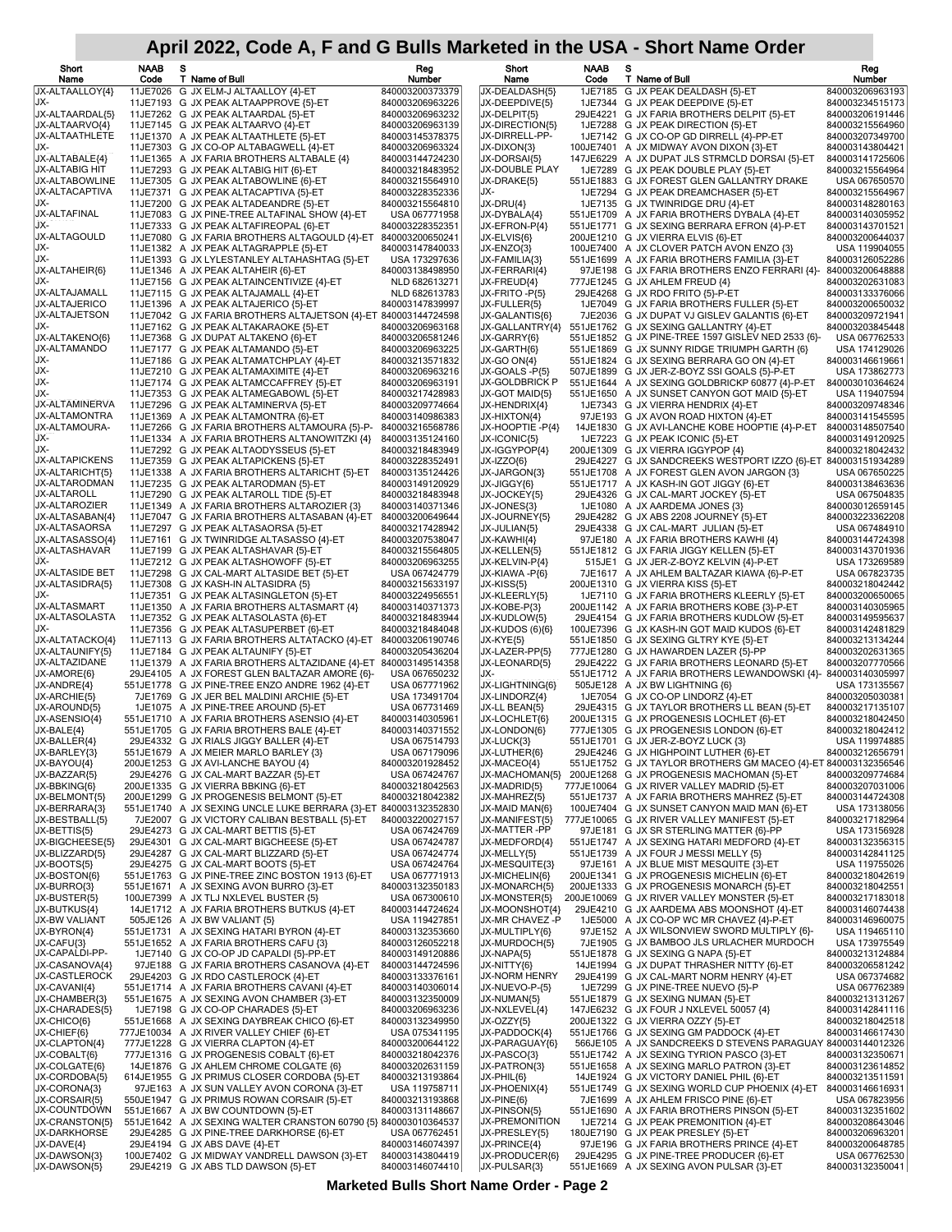# April 2022, Code A, F and G Bulls Marketed in the USA - Short Name Order

| Short Name | NAAB Code | S T | Name of Bull | Reg Number |
|---|---|---|---|---|
| JX-ALTAALLOY{4} | 11JE7026 | G | JX ELM-J ALTAALLOY {4}-ET | 840003200373379 |
| JX- | 11JE7193 | G | JX PEAK ALTAAPPROVE {5}-ET | 840003206963226 |
| JX-ALTAARDAL{5} | 11JE7262 | G | JX PEAK ALTAARDAL {5}-ET | 840003206963232 |
| JX-ALTAARVO{4} | 11JE7145 | G | JX PEAK ALTAARVO {4}-ET | 840003206963139 |
| JX-ALTAATHLETE | 11JE1370 | A | JX PEAK ALTAATHLETE {5}-ET | 840003145378375 |
| JX- | 11JE7303 | G | JX CO-OP ALTABAGWELL {4}-ET | 840003206963324 |
| JX-ALTABALE{4} | 11JE1365 | A | JX FARIA BROTHERS ALTABALE {4} | 840003144724230 |
| JX-ALTABIG HIT | 11JE7293 | G | JX PEAK ALTABIG HIT {6}-ET | 840003218483952 |
| JX-ALTABOWLINE | 11JE7305 | G | JX PEAK ALTABOWLINE {6}-ET | 840003215564910 |
| JX-ALTACAPTIVA | 11JE7371 | G | JX PEAK ALTACAPTIVA {5}-ET | 840003228352336 |
| JX- | 11JE7200 | G | JX PEAK ALTADEANDRE {5}-ET | 840003215564810 |
| JX-ALTAFINAL | 11JE7083 | G | JX PINE-TREE ALTAFINAL SHOW {4}-ET | USA 067771958 |
| JX- | 11JE7333 | G | JX PEAK ALTAFIREOPAL {6}-ET | 840003228352351 |
| JX-ALTAGOULD | 11JE7080 | G | JX FARIA BROTHERS ALTAGOULD {4}-ET | 840003200650241 |
| JX- | 11JE1382 | A | JX PEAK ALTAGRAPPLE {5}-ET | 840003147840033 |
| JX- | 11JE1393 | G | JX LYLESTANLEY ALTAHASHTAG {5}-ET | USA 173297636 |
| JX-ALTAHEIR{6} | 11JE1346 | A | JX PEAK ALTAHEIR {6}-ET | 840003138498950 |
| JX- | 11JE7156 | G | JX PEAK ALTAINCENTIVIZE {4}-ET | NLD 682613271 |
| JX-ALTAJAMALL | 11JE7115 | G | JX PEAK ALTAJAMALL {4}-ET | NLD 682613783 |
| JX-ALTAJERICO | 11JE1396 | A | JX PEAK ALTAJERICO {5}-ET | 840003147839997 |
| JX-ALTAJETSON | 11JE7042 | G | JX FARIA BROTHERS ALTAJETSON {4}-ET | 840003144724598 |
| JX- | 11JE7162 | G | JX PEAK ALTAKARAOKE {5}-ET | 840003206963168 |
| JX-ALTAKENO{6} | 11JE7368 | G | JX DUPAT ALTAKENO {6}-ET | 840003206581246 |
| JX-ALTAMANDO | 11JE7177 | G | JX PEAK ALTAMANDO {5}-ET | 840003206963225 |
| JX- | 11JE7186 | G | JX PEAK ALTAMATCHPLAY {4}-ET | 840003213571832 |
| JX- | 11JE7210 | G | JX PEAK ALTAMAXIMITE {4}-ET | 840003206963216 |
| JX- | 11JE7174 | G | JX PEAK ALTAMCCAFFREY {5}-ET | 840003206963191 |
| JX- | 11JE7353 | G | JX PEAK ALTAMEGABOWL {5}-ET | 840003217428983 |
| JX-ALTAMINERVA | 11JE7296 | G | JX PEAK ALTAMINERVA {5}-ET | 840003209774664 |
| JX-ALTAMONTRA | 11JE1369 | A | JX PEAK ALTAMONTRA {6}-ET | 840003140986383 |
| JX-ALTAMOURA- | 11JE7266 | G | JX FARIA BROTHERS ALTAMOURA {5}-P- | 840003216568786 |
| JX- | 11JE1334 | A | JX FARIA BROTHERS ALTANOWITZKI {4} | 840003135124160 |
| JX- | 11JE7292 | G | JX PEAK ALTAODYSSEUS {5}-ET | 840003218483949 |
| JX-ALTAPICKENS | 11JE7359 | G | JX PEAK ALTAPICKENS {5}-ET | 840003228352491 |
| JX-ALTARICHT{5} | 11JE1338 | A | JX FARIA BROTHERS ALTARICHT {5}-ET | 840003135124426 |
| JX-ALTARODMAN | 11JE7235 | G | JX PEAK ALTARODMAN {5}-ET | 840003149120929 |
| JX-ALTAROLL | 11JE7290 | G | JX PEAK ALTAROLL TIDE {5}-ET | 840003218483948 |
| JX-ALTAROZIER | 11JE1349 | A | JX FARIA BROTHERS ALTAROZIER {3} | 840003140371346 |
| JX-ALTASABAN{4} | 11JE7047 | G | JX FARIA BROTHERS ALTASABAN {4}-ET | 840003200649644 |
| JX-ALTASAORSA | 11JE7297 | G | JX PEAK ALTASAORSA {5}-ET | 840003217428942 |
| JX-ALTASASSO{4} | 11JE7161 | G | JX TWINRIDGE ALTASASSO {4}-ET | 840003207538047 |
| JX-ALTASHAVAR | 11JE7199 | G | JX PEAK ALTASHAVAR {5}-ET | 840003215564805 |
| JX- | 11JE7212 | G | JX PEAK ALTASHOWOFF {5}-ET | 840003206963255 |
| JX-ALTASIDE BET | 11JE7298 | G | JX CAL-MART ALTASIDE BET {5}-ET | USA 067424779 |
| JX-ALTASIDRA{5} | 11JE7308 | G | JX KASH-IN ALTASIDRA {5} | 840003215633197 |
| JX- | 11JE7351 | G | JX PEAK ALTASINGLETON {5}-ET | 840003224956551 |
| JX-ALTASMART | 11JE1350 | A | JX FARIA BROTHERS ALTASMART {4} | 840003140371373 |
| JX-ALTASOLASTA | 11JE7352 | G | JX PEAK ALTASOLASTA {6}-ET | 840003218483944 |
| JX- | 11JE7356 | G | JX PEAK ALTASUPERBET {6}-ET | 840003218484048 |
| JX-ALTATACKO{4} | 11JE7113 | G | JX FARIA BROTHERS ALTATACKO {4}-ET | 840003206190746 |
| JX-ALTAUNIFY{5} | 11JE7184 | G | JX PEAK ALTAUNIFY {5}-ET | 840003205436204 |
| JX-ALTAZIDANE | 11JE1379 | A | JX FARIA BROTHERS ALTAZIDANE {4}-ET | 840003149514358 |
| JX-AMORE{6} | 29JE4105 | A | JX FOREST GLEN BALTAZAR AMORE {6}- | USA 067650232 |
| JX-ANDRE{4} | 551JE1778 | G | JX PINE-TREE ENZO ANDRE 1962 {4}-ET | USA 067771962 |
| JX-ARCHIE{5} | 7JE1769 | G | JX JER BEL MALDINI ARCHIE {5}-ET | USA 173491704 |
| JX-AROUND{5} | 1JE1075 | A | JX PINE-TREE AROUND {5}-ET | USA 067731469 |
| JX-ASENSIO{4} | 551JE1710 | A | JX FARIA BROTHERS ASENSIO {4}-ET | 840003140305961 |
| JX-BALE{4} | 551JE1705 | G | JX FARIA BROTHERS BALE {4}-ET | 840003140371552 |
| JX-BALLER{4} | 29JE4332 | G | JX RIALS JIGGY BALLER {4}-ET | USA 067514793 |
| JX-BARLEY{3} | 551JE1679 | A | JX MEIER MARLO BARLEY {3} | USA 067179096 |
| JX-BAYOU{4} | 200JE1253 | G | JX AVI-LANCHE BAYOU {4} | 840003201928452 |
| JX-BAZZAR{5} | 29JE4276 | G | JX CAL-MART BAZZAR {5}-ET | USA 067424767 |
| JX-BBKING{6} | 200JE1335 | G | JX VIERRA BBKING {6}-ET | 840003218042563 |
| JX-BELMONT{5} | 200JE1299 | G | JX PROGENESIS BELMONT {5}-ET | 840003218042382 |
| JX-BERRARA{3} | 551JE1740 | A | JX SEXING UNCLE LUKE BERRARA {3}-ET | 840003132352830 |
| JX-BESTBALL{5} | 7JE2007 | G | JX VICTORY CALIBAN BESTBALL {5}-ET | 840003220027157 |
| JX-BETTIS{5} | 29JE4273 | G | JX CAL-MART BETTIS {5}-ET | USA 067424769 |
| JX-BIGCHEESE{5} | 29JE4301 | G | JX CAL-MART BIGCHEESE {5}-ET | USA 067424787 |
| JX-BLIZZARD{5} | 29JE4287 | G | JX CAL-MART BLIZZARD {5}-ET | USA 067424774 |
| JX-BOOTS{5} | 29JE4275 | G | JX CAL-MART BOOTS {5}-ET | USA 067424764 |
| JX-BOSTON{6} | 551JE1763 | G | JX PINE-TREE ZINC BOSTON 1913 {6}-ET | USA 067771913 |
| JX-BURRO{3} | 551JE1671 | A | JX SEXING AVON BURRO {3}-ET | 840003132350183 |
| JX-BUSTER{5} | 100JE7399 | A | JX TLJ NXLEVEL BUSTER {5} | USA 067300610 |
| JX-BUTKUS{4} | 14JE1712 | A | JX FARIA BROTHERS BUTKUS {4}-ET | 840003144724624 |
| JX-BW VALIANT | 505JE126 | A | JX BW VALIANT {5} | USA 119427851 |
| JX-BYRON{4} | 551JE1731 | A | JX SEXING HATARI BYRON {4}-ET | 840003132353660 |
| JX-CAFU{3} | 551JE1652 | A | JX FARIA BROTHERS CAFU {3} | 840003126052218 |
| JX-CAPALDI-PP- | 1JE7140 | G | JX CO-OP JD CAPALDI {5}-PP-ET | 840003149120886 |
| JX-CASANOVA{4} | 97JE188 | G | JX FARIA BROTHERS CASANOVA {4}-ET | 840003144724596 |
| JX-CASTLEROCK | 29JE4203 | G | JX RDO CASTLEROCK {4}-ET | 840003133376161 |
| JX-CAVANI{4} | 551JE1714 | A | JX FARIA BROTHERS CAVANI {4}-ET | 840003140306014 |
| JX-CHAMBER{3} | 551JE1675 | A | JX SEXING AVON CHAMBER {3}-ET | 840003132350009 |
| JX-CHARADES{5} | 1JE7198 | G | JX CO-OP CHARADES {5}-ET | 840003206963236 |
| JX-CHICO{6} | 551JE1668 | A | JX SEXING DAYBREAK CHICO {6}-ET | 840003132349950 |
| JX-CHIEF{6} | 777JE10034 | A | JX RIVER VALLEY CHIEF {6}-ET | USA 075341195 |
| JX-CLAPTON{4} | 777JE1228 | G | JX VIERRA CLAPTON {4}-ET | 840003200644122 |
| JX-COBALT{6} | 777JE1316 | G | JX PROGENESIS COBALT {6}-ET | 840003218042376 |
| JX-COLGATE{6} | 14JE1876 | G | JX AHLEM CHROME COLGATE {6} | 840003202631159 |
| JX-CORDOBA{5} | 614JE1955 | G | JX PRIMUS CLOSER CORDOBA {5}-ET | 840003213193864 |
| JX-CORONA{3} | 97JE163 | A | JX SUN VALLEY AVON CORONA {3}-ET | USA 119758711 |
| JX-CORSAIR{5} | 550JE1947 | G | JX PRIMUS ROWAN CORSAIR {5}-ET | 840003213193868 |
| JX-COUNTDOWN | 551JE1667 | A | JX BW COUNTDOWN {5}-ET | 840003131148667 |
| JX-CRANSTON{5} | 551JE1642 | A | JX SEXING WALTER CRANSTON 60790 {5} | 840003010364537 |
| JX-DARKHORSE | 29JE4285 | G | JX PINE-TREE DARKHORSE {6}-ET | USA 067762451 |
| JX-DAVE{4} | 29JE4194 | G | JX ABS DAVE {4}-ET | 840003146074397 |
| JX-DAWSON{3} | 100JE7402 | G | JX MIDWAY VANDRELL DAWSON {3}-ET | 840003143804419 |
| JX-DAWSON{5} | 29JE4219 | G | JX ABS TLD DAWSON {5}-ET | 840003146074410 |
| JX-DEALDASH{5} | 1JE7185 | G | JX PEAK DEALDASH {5}-ET | 840003206963193 |
| JX-DEEPDIVE{5} | 1JE7344 | G | JX PEAK DEEPDIVE {5}-ET | 840003234515173 |
| JX-DELPIT{5} | 29JE4221 | G | JX FARIA BROTHERS DELPIT {5}-ET | 840003206191446 |
| JX-DIRECTION{5} | 1JE7288 | G | JX PEAK DIRECTION {5}-ET | 840003215564960 |
| JX-DIRRELL-PP- | 1JE7142 | G | JX CO-OP GD DIRRELL {4}-PP-ET | 840003207349700 |
| JX-DIXON{3} | 100JE7401 | A | JX MIDWAY AVON DIXON {3}-ET | 840003143804421 |
| JX-DORSAI{5} | 147JE6229 | A | JX DUPAT JLS STRMCLD DORSAI {5}-ET | 840003141725606 |
| JX-DOUBLE PLAY | 1JE7289 | G | JX PEAK DOUBLE PLAY {5}-ET | 840003215564964 |
| JX-DRAKE{5} | 551JE1883 | G | JX FOREST GLEN GALLANTRY DRAKE | USA 067650570 |
| JX- | 1JE7294 | G | JX PEAK DREAMCHASER {5}-ET | 840003215564967 |
| JX-DRU{4} | 1JE7135 | G | JX TWINRIDGE DRU {4}-ET | 840003148280163 |
| JX-DYBALA{4} | 551JE1709 | A | JX FARIA BROTHERS DYBALA {4}-ET | 840003140305952 |
| JX-EFRON-P{4} | 551JE1771 | G | JX SEXING BERRARA EFRON {4}-P-ET | 840003143701521 |
| JX-ELVIS{6} | 200JE1210 | G | JX VIERRA ELVIS {6}-ET | 840003200644037 |
| JX-ENZO{3} | 100JE7400 | A | JX CLOVER PATCH AVON ENZO {3} | USA 119904055 |
| JX-FAMILIA{3} | 551JE1699 | A | JX FARIA BROTHERS FAMILIA {3}-ET | 840003126052286 |
| JX-FERRARI{4} | 97JE198 | G | JX FARIA BROTHERS ENZO FERRARI {4}- | 840003200648888 |
| JX-FREUD{4} | 777JE1245 | G | JX AHLEM FREUD {4} | 840003202631083 |
| JX-FRITO -P{5} | 29JE4268 | G | JX RDO FRITO {5}-P-ET | 840003133376066 |
| JX-FULLER{5} | 1JE7049 | G | JX FARIA BROTHERS FULLER {5}-ET | 840003200650032 |
| JX-GALANTIS{6} | 7JE2036 | G | JX DUPAT VJ GISLEV GALANTIS {6}-ET | 840003209721941 |
| JX-GALLANTRY{4} | 551JE1762 | G | JX SEXING GALLANTRY {4}-ET | 840003203845448 |
| JX-GARRY{6} | 551JE1852 | G | JX PINE-TREE 1597 GISLEV NED 2533 {6}- | USA 067762533 |
| JX-GARTH{6} | 551JE1869 | G | JX SUNNY RIDGE TRIUMPH GARTH {6} | USA 174129026 |
| JX-GO ON{4} | 551JE1824 | G | JX SEXING BERRARA GO ON {4}-ET | 840003146619661 |
| JX-GOALS -P{5} | 507JE1899 | G | JX JER-Z-BOYZ SSI GOALS {5}-P-ET | USA 173862773 |
| JX-GOLDBRICK P | 551JE1644 | A | JX SEXING GOLDBRICKP 60877 {4}-P-ET | 840003010364624 |
| JX-GOT MAID{5} | 551JE1650 | A | JX SUNSET CANYON GOT MAID {5}-ET | USA 119407594 |
| JX-HENDRIX{4} | 1JE7343 | G | JX VIERRA HENDRIX {4}-ET | 840003209748346 |
| JX-HIXTON{4} | 97JE193 | G | JX AVON ROAD HIXTON {4}-ET | 840003141545595 |
| JX-HOOPTIE -P{4} | 14JE1830 | G | JX AVI-LANCHE KOBE HOOPTIE {4}-P-ET | 840003148507540 |
| JX-ICONIC{5} | 1JE7223 | G | JX PEAK ICONIC {5}-ET | 840003149120925 |
| JX-IGGYPOP{4} | 200JE1309 | G | JX VIERRA IGGYPOP {4} | 840003218042432 |
| JX-IZZO{6} | 29JE4227 | G | JX SANDCREEKS WESTPORT IZZO {6}-ET | 840003151934289 |
| JX-JARGON{3} | 551JE1708 | A | JX FOREST GLEN AVON JARGON {3} | USA 067650225 |
| JX-JIGGY{6} | 551JE1717 | A | JX KASH-IN GOT JIGGY {6}-ET | 840003138463636 |
| JX-JOCKEY{5} | 29JE4326 | G | JX CAL-MART JOCKEY {5}-ET | USA 067504835 |
| JX-JONES{3} | 1JE1080 | A | JX AARDEMA JONES {3} | 840003012659145 |
| JX-JOURNEY{5} | 29JE4282 | G | JX ABS 2208 JOURNEY {5}-ET | 840003223362208 |
| JX-JULIAN{5} | 29JE4338 | G | JX CAL-MART JULIAN {5}-ET | USA 067484910 |
| JX-KAWHI{4} | 97JE180 | A | JX FARIA BROTHERS KAWHI {4} | 840003144724398 |
| JX-KELLEN{5} | 551JE1812 | G | JX FARIA JIGGY KELLEN {5}-ET | 840003143701936 |
| JX-KELVIN-P{4} | 515JE1 | G | JX JER-Z-BOYZ KELVIN {4}-P-ET | USA 173269589 |
| JX-KIAWA -P{6} | 7JE1617 | A | JX AHLEM BALTAZAR KIAWA {6}-P-ET | USA 067823735 |
| JX-KISS{5} | 200JE1310 | G | JX VIERRA KISS {5}-ET | 840003218042442 |
| JX-KLEERLY{5} | 1JE7110 | G | JX FARIA BROTHERS KLEERLY {5}-ET | 840003200650065 |
| JX-KOBE-P{3} | 200JE1142 | A | JX FARIA BROTHERS KOBE {3}-P-ET | 840003140305965 |
| JX-KUDLOW{5} | 29JE4154 | G | JX FARIA BROTHERS KUDLOW {5}-ET | 840003149595637 |
| JX-KUDOS {6}{6} | 100JE7396 | G | JX KASH-IN GOT MAID KUDOS {6}-ET | 840003142481829 |
| JX-KYE{5} | 551JE1850 | G | JX SEXING GLTRY KYE {5}-ET | 840003213134244 |
| JX-LAZER-PP{5} | 777JE1280 | G | JX HAWARDEN LAZER {5}-PP | 840003202631365 |
| JX-LEONARD{5} | 29JE4222 | G | JX FARIA BROTHERS LEONARD {5}-ET | 840003207770566 |
| JX- | 551JE1712 | A | JX FARIA BROTHERS LEWANDOWSKI {4}- | 840003140305997 |
| JX-LIGHTNING{6} | 505JE128 | A | JX BW LIGHTNING {6} | USA 173135567 |
| JX-LINDORZ{4} | 1JE7054 | G | JX CO-OP LINDORZ {4}-ET | 840003205030381 |
| JX-LL BEAN{5} | 29JE4315 | G | JX TAYLOR BROTHERS LL BEAN {5}-ET | 840003217135107 |
| JX-LOCHLET{6} | 200JE1315 | G | JX PROGENESIS LOCHLET {6}-ET | 840003218042450 |
| JX-LONDON{6} | 777JE1305 | G | JX PROGENESIS LONDON {6}-ET | 840003218042412 |
| JX-LUCK{3} | 551JE1701 | G | JX JER-Z-BOYZ LUCK {3} | USA 119974885 |
| JX-LUTHER{6} | 29JE4246 | G | JX HIGHPOINT LUTHER {6}-ET | 840003212656791 |
| JX-MACEO{4} | 551JE1752 | G | JX TAYLOR BROTHERS GM MACEO {4}-ET | 840003132356546 |
| JX-MACHOMAN{5} | 200JE1268 | G | JX PROGENESIS MACHOMAN {5}-ET | 840003209774684 |
| JX-MADRID{5} | 777JE10064 | G | JX RIVER VALLEY MADRID {5}-ET | 840003207031006 |
| JX-MAHREZ{5} | 551JE1737 | A | JX FARIA BROTHERS MAHREZ {5}-ET | 840003144724308 |
| JX-MAID MAN{6} | 100JE7404 | G | JX SUNSET CANYON MAID MAN {6}-ET | USA 173138056 |
| JX-MANIFEST{5} | 777JE10065 | G | JX RIVER VALLEY MANIFEST {5}-ET | 840003217182964 |
| JX-MATTER -PP | 97JE181 | G | JX SR STERLING MATTER {6}-PP | USA 173156928 |
| JX-MEDFORD{4} | 551JE1747 | A | JX SEXING HATARI MEDFORD {4}-ET | 840003132356315 |
| JX-MELLY{5} | 551JE1739 | A | JX FOUR J MESSI MELLY {5} | 840003142841125 |
| JX-MESQUITE{3} | 97JE161 | A | JX BLUE MIST MESQUITE {3}-ET | USA 119755026 |
| JX-MICHELIN{6} | 200JE1341 | G | JX PROGENESIS MICHELIN {6}-ET | 840003218042619 |
| JX-MONARCH{5} | 200JE1333 | G | JX PROGENESIS MONARCH {5}-ET | 840003218042551 |
| JX-MONSTER{5} | 200JE10069 | G | JX RIVER VALLEY MONSTER {5}-ET | 840003217183018 |
| JX-MOONSHOT{4} | 29JE4210 | G | JX AARDEMA ABS MOONSHOT {4}-ET | 840003146074438 |
| JX-MR CHAVEZ -P | 1JE5000 | A | JX CO-OP WC MR CHAVEZ {4}-P-ET | 840003146960075 |
| JX-MULTIPLY{6} | 97JE152 | A | JX WILSONVIEW SWORD MULTIPLY {6}- | USA 119465110 |
| JX-MURDOCH{5} | 7JE1905 | G | JX BAMBOO JLS URLACHER MURDOCH | USA 173975549 |
| JX-NAPA{5} | 551JE1878 | G | JX SEXING G NAPA {5}-ET | 840003213124884 |
| JX-NITTY{6} | 14JE1994 | G | JX DUPAT THRASHER NITTY {6}-ET | 840003206581242 |
| JX-NORM HENRY | 29JE4199 | G | JX CAL-MART NORM HENRY {4}-ET | USA 067374682 |
| JX-NUEVO-P-{5} | 1JE7299 | G | JX PINE-TREE NUEVO {5}-P | USA 067762389 |
| JX-NUMAN{5} | 551JE1879 | G | JX SEXING NUMAN {5}-ET | 840003213131267 |
| JX-NXLEVEL{4} | 147JE6232 | G | JX FOUR J NXLEVEL 50057 {4} | 840003142841116 |
| JX-OZZY{5} | 200JE1322 | G | JX VIERRA OZZY {5}-ET | 840003218042518 |
| JX-PADDOCK{4} | 551JE1766 | G | JX SEXING GM PADDOCK {4}-ET | 840003146617430 |
| JX-PARAGUAY{6} | 566JE105 | A | JX SANDCREEKS D STEVENS PARAGUAY | 840003144012326 |
| JX-PASCO{3} | 551JE1742 | A | JX SEXING TYRION PASCO {3}-ET | 840003132350671 |
| JX-PATRON{3} | 551JE1658 | A | JX SEXING MARLO PATRON {3}-ET | 840003123614852 |
| JX-PHIL{6} | 14JE1924 | G | JX VICTORY DANIEL PHIL {6}-ET | 840003213511591 |
| JX-PHOENIX{4} | 551JE1749 | G | JX SEXING WORLD CUP PHOENIX {4}-ET | 840003146616931 |
| JX-PINE{6} | 7JE1699 | A | JX AHLEM FRISCO PINE {6}-ET | USA 067823956 |
| JX-PINSON{5} | 551JE1690 | A | JX FARIA BROTHERS PINSON {5}-ET | 840003132351602 |
| JX-PREMONITION | 1JE7214 | G | JX PEAK PREMONITION {4}-ET | 840003208643046 |
| JX-PRESLEY{5} | 180JE7190 | G | JX PEAK PRESLEY {5}-ET | 840003206963201 |
| JX-PRINCE{4} | 97JE196 | G | JX FARIA BROTHERS PRINCE {4}-ET | 840003200648785 |
| JX-PRODUCER{6} | 29JE4295 | G | JX PINE-TREE PRODUCER {6}-ET | USA 067762530 |
| JX-PULSAR{3} | 551JE1669 | A | JX SEXING AVON PULSAR {3}-ET | 840003132350041 |

**Marketed Bulls Short Name Order - Page 2**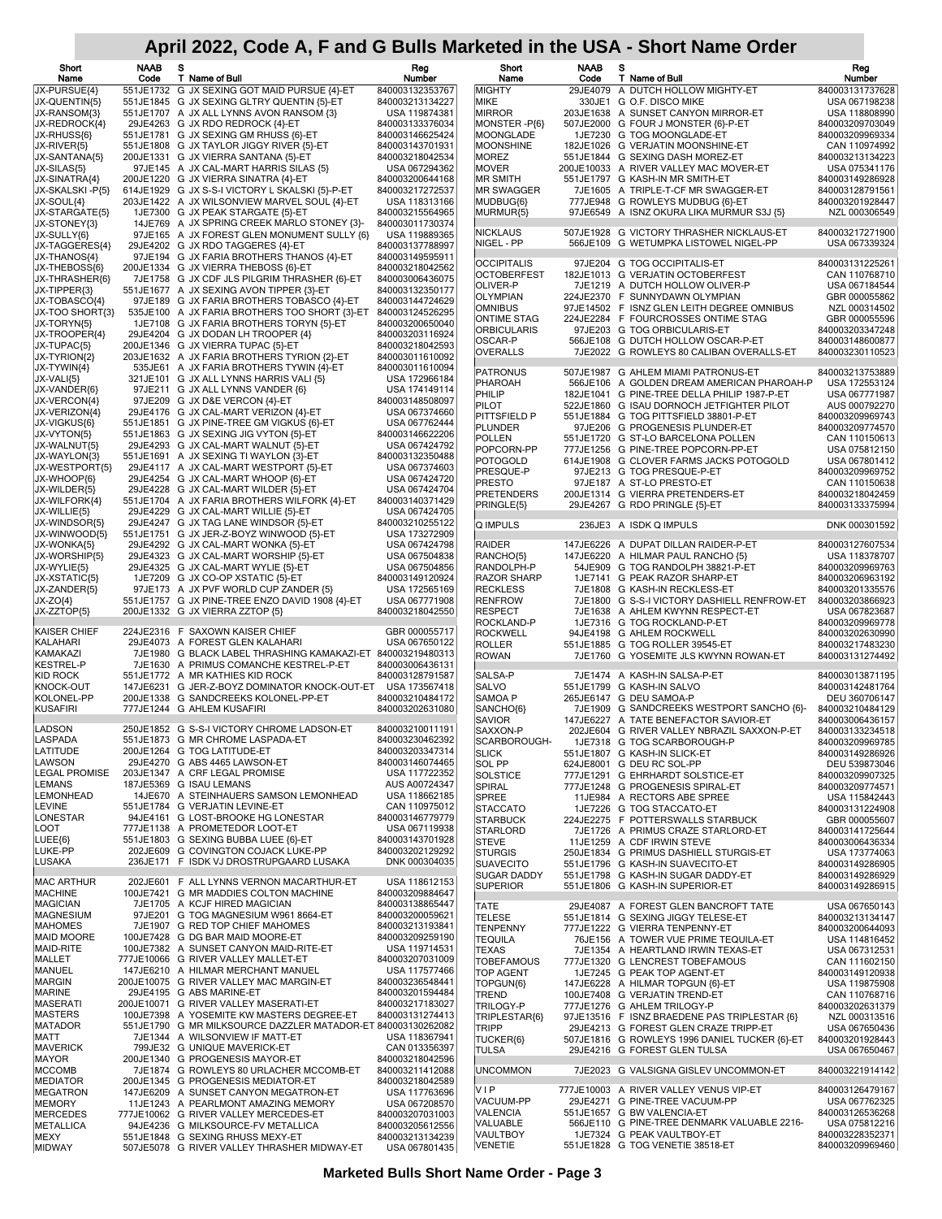# April 2022, Code A, F and G Bulls Marketed in the USA - Short Name Order

| Short Name | NAAB Code | S T | Name of Bull | Reg Number |
|---|---|---|---|---|
| JX-PURSUE{4} | 551JE1732 | G | JX SEXING GOT MAID PURSUE {4}-ET | 840003132353767 |
| JX-QUENTIN{5} | 551JE1845 | G | JX SEXING GLTRY QUENTIN {5}-ET | 840003213134227 |
| JX-RANSOM{3} | 551JE1707 | A | JX ALL LYNNS AVON RANSOM {3} | USA 119874381 |
| JX-REDROCK{4} | 29JE4263 | G | JX RDO REDROCK {4}-ET | 840003133376034 |
| JX-RHUSS{6} | 551JE1781 | G | JX SEXING GM RHUSS {6}-ET | 840003146625424 |
| JX-RIVER{5} | 551JE1808 | G | JX TAYLOR JIGGY RIVER {5}-ET | 840003143701931 |
| JX-SANTANA{5} | 200JE1331 | G | JX VIERRA SANTANA {5}-ET | 840003218042534 |
| JX-SILAS{5} | 97JE145 | A | JX CAL-MART HARRIS SILAS {5} | USA 067294362 |
| JX-SINATRA{4} | 200JE1220 | G | JX VIERRA SINATRA {4}-ET | 840003200644168 |
| JX-SKALSKI -P{5} | 614JE1929 | G | JX S-S-I VICTORY L SKALSKI {5}-P-ET | 840003217272537 |
| JX-SOUL{4} | 203JE1422 | A | JX WILSONVIEW MARVEL SOUL {4}-ET | USA 118313166 |
| JX-STARGATE{5} | 1JE7300 | G | JX PEAK STARGATE {5}-ET | 840003215564965 |
| JX-STONEY{3} | 14JE769 | A | JX SPRING CREEK MARLO STONEY {3}- | 840003011730374 |
| JX-SULLY{6} | 97JE165 | A | JX FOREST GLEN MONUMENT SULLY {6} | USA 119889365 |
| JX-TAGGERES{4} | 29JE4202 | G | JX RDO TAGGERES {4}-ET | 840003137788997 |
| JX-THANOS{4} | 97JE194 | G | JX FARIA BROTHERS THANOS {4}-ET | 840003149595911 |
| JX-THEBOSS{6} | 200JE1334 | G | JX VIERRA THEBOSS {6}-ET | 840003218042562 |
| JX-THRASHER{6} | 7JE1758 | G | JX CDF JLS PILGRIM THRASHER {6}-ET | 840003006436075 |
| JX-TIPPER{3} | 551JE1677 | A | JX SEXING AVON TIPPER {3}-ET | 840003132350177 |
| JX-TOBASCO{4} | 97JE189 | G | JX FARIA BROTHERS TOBASCO {4}-ET | 840003144724629 |
| JX-TOO SHORT{3} | 535JE100 | A | JX FARIA BROTHERS TOO SHORT {3}-ET | 840003124526295 |
| JX-TORYN{5} | 1JE7108 | G | JX FARIA BROTHERS TORYN {5}-ET | 840003200650040 |
| JX-TROOPER{4} | 29JE4204 | G | JX DODAN LH TROOPER {4} | 840003203116924 |
| JX-TUPAC{5} | 200JE1346 | G | JX VIERRA TUPAC {5}-ET | 840003218042593 |
| JX-TYRION{2} | 203JE1632 | A | JX FARIA BROTHERS TYRION {2}-ET | 840003011610092 |
| JX-TYWIN{4} | 535JE61 | A | JX FARIA BROTHERS TYWIN {4}-ET | 840003011610094 |
| JX-VALI{5} | 321JE101 | G | JX ALL LYNNS HARRIS VALI {5} | USA 172966184 |
| JX-VANDER{6} | 97JE211 | G | JX ALL LYNNS VANDER {6} | USA 174149114 |
| JX-VERCON{4} | 97JE209 | G | JX D&E VERCON {4}-ET | 840003148508097 |
| JX-VERIZON{4} | 29JE4176 | G | JX CAL-MART VERIZON {4}-ET | USA 067374660 |
| JX-VIGKUS{6} | 551JE1851 | G | JX PINE-TREE GM VIGKUS {6}-ET | USA 067762444 |
| JX-VYTON{5} | 551JE1863 | G | JX SEXING JIG VYTON {5}-ET | 840003146622206 |
| JX-WALNUT{5} | 29JE4293 | G | JX CAL-MART WALNUT {5}-ET | USA 067424792 |
| JX-WAYLON{3} | 551JE1691 | A | JX SEXING TI WAYLON {3}-ET | 840003132350488 |
| JX-WESTPORT{5} | 29JE4117 | A | JX CAL-MART WESTPORT {5}-ET | USA 067374603 |
| JX-WHOOP{6} | 29JE4254 | G | JX CAL-MART WHOOP {6}-ET | USA 067424720 |
| JX-WILDER{5} | 29JE4228 | G | JX CAL-MART WILDER {5}-ET | USA 067424704 |
| JX-WILFORK{4} | 551JE1704 | A | JX FARIA BROTHERS WILFORK {4}-ET | 840003140371429 |
| JX-WILLIE{5} | 29JE4229 | G | JX CAL-MART WILLIE {5}-ET | USA 067424705 |
| JX-WINDSOR{5} | 29JE4247 | G | JX TAG LANE WINDSOR {5}-ET | 840003210255122 |
| JX-WINWOOD{5} | 551JE1751 | G | JX JER-Z-BOYZ WINWOOD {5}-ET | USA 173272909 |
| JX-WONKA{5} | 29JE4292 | G | JX CAL-MART WONKA {5}-ET | USA 067424798 |
| JX-WORSHIP{5} | 29JE4323 | G | JX CAL-MART WORSHIP {5}-ET | USA 067504838 |
| JX-WYLIE{5} | 29JE4325 | G | JX CAL-MART WYLIE {5}-ET | USA 067504856 |
| JX-XSTATIC{5} | 1JE7209 | G | JX CO-OP XSTATIC {5}-ET | 840003149120924 |
| JX-ZANDER{5} | 97JE173 | A | JX PVF WORLD CUP ZANDER {5} | USA 172565169 |
| JX-ZO{4} | 551JE1757 | G | JX PINE-TREE ENZO DAVID 1908 {4}-ET | USA 067771908 |
| JX-ZZTOP{5} | 200JE1332 | G | JX VIERRA ZZTOP {5} | 840003218042550 |
| KAISER CHIEF | 224JE2316 | F | SAXOWN KAISER CHIEF | GBR 000055717 |
| KALAHARI | 29JE4073 | A | FOREST GLEN KALAHARI | USA 067650122 |
| KAMAKAZI | 7JE1980 | G | BLACK LABEL THRASHING KAMAKAZI-ET | 840003219480313 |
| KESTREL-P | 7JE1630 | A | PRIMUS COMANCHE KESTREL-P-ET | 840003006436131 |
| KID ROCK | 551JE1772 | A | MR KATHIES KID ROCK | 840003128791587 |
| KNOCK-OUT | 147JE6231 | G | JER-Z-BOYZ DOMINATOR KNOCK-OUT-ET | USA 173567418 |
| KOLONEL-PP | 200JE1338 | G | SANDCREEKS KOLONEL-PP-ET | 840003210484172 |
| KUSAFIRI | 777JE1244 | G | AHLEM KUSAFIRI | 840003202631080 |
| LADSON | 250JE1852 | G | S-S-I VICTORY CHROME LADSON-ET | 840003210011191 |
| LASPADA | 551JE1873 | G | MR CHROME LASPADA-ET | 840003230462392 |
| LATITUDE | 200JE1264 | G | TOG LATITUDE-ET | 840003203347314 |
| LAWSON | 29JE4270 | G | ABS 4465 LAWSON-ET | 840003146074465 |
| LEGAL PROMISE | 203JE1347 | A | CRF LEGAL PROMISE | USA 117722352 |
| LEMANS | 187JE5369 | G | ISAU LEMANS | AUS A00724347 |
| LEMONHEAD | 14JE670 | A | STEINHAUERS SAMSON LEMONHEAD | USA 118662185 |
| LEVINE | 551JE1784 | G | VERJATIN LEVINE-ET | CAN 110975012 |
| LONESTAR | 94JE4161 | G | LOST-BROOKE HG LONESTAR | 840003146779779 |
| LOOT | 777JE1138 | A | PROMETEDOR LOOT-ET | USA 067119938 |
| LUEE{6} | 551JE1803 | G | SEXING BUBBA LUEE {6}-ET | 840003143701928 |
| LUKE-PP | 202JE609 | G | COVINGTON COJACK LUKE-PP | 840003202129292 |
| LUSAKA | 236JE171 | F | ISDK VJ DROSTRUPGAARD LUSAKA | DNK 000304035 |
| MAC ARTHUR | 202JE601 | F | ALL LYNNS VERNON MACARTHUR-ET | USA 118612153 |
| MACHINE | 100JE7421 | G | MR MADDIES COLTON MACHINE | 840003209884647 |
| MAGICIAN | 7JE1705 | A | KCJF HIRED MAGICIAN | 840003138865447 |
| MAGNESIUM | 97JE201 | G | TOG MAGNESIUM 9K61 8664-ET | 840003200059621 |
| MAHOMES | 7JE1907 | G | RED TOP CHIEF MAHOMES | 840003213193841 |
| MAID MOORE | 100JE7428 | G | DG BAR MAID MOORE-ET | 840003209259190 |
| MAID-RITE | 100JE7382 | A | SUNSET CANYON MAID-RITE-ET | USA 119714531 |
| MALLET | 777JE10066 | G | RIVER VALLEY MALLET-ET | 840003207031009 |
| MANUEL | 147JE6210 | A | HILMAR MERCHANT MANUEL | USA 117577466 |
| MARGIN | 200JE10075 | G | RIVER VALLEY MAC MARGIN-ET | 840003236548441 |
| MARINE | 29JE4195 | G | ABS MARINE-ET | 840003201594484 |
| MASERATI | 200JE10071 | G | RIVER VALLEY MASERATI-ET | 840003217183027 |
| MASTERS | 100JE7398 | A | YOSEMITE KW MASTERS DEGREE-ET | 840003131274413 |
| MATADOR | 551JE1790 | G | MR MILKSOURCE DAZZLER MATADOR-ET | 840003130262082 |
| MATT | 7JE1344 | A | WILSONVIEW IF MATT-ET | USA 118367941 |
| MAVERICK | 799JE32 | G | UNIQUE MAVERICK-ET | CAN 013356397 |
| MAYOR | 200JE1340 | G | PROGENESIS MAYOR-ET | 840003218042596 |
| MCCOMB | 7JE1874 | G | ROWLEYS 80 URLACHER MCCOMB-ET | 840003211412088 |
| MEDIATOR | 200JE1345 | G | PROGENESIS MEDIATOR-ET | 840003218042589 |
| MEGATRON | 147JE6209 | A | SUNSET CANYON MEGATRON-ET | USA 117163696 |
| MEMORY | 11JE1243 | A | PEARLMONT AMAZING MEMORY | USA 067208570 |
| MERCEDES | 777JE10062 | G | RIVER VALLEY MERCEDES-ET | 840003207031003 |
| METALLICA | 94JE4236 | G | MILKSOURCE-FV METALLICA | 840003205612556 |
| MEXY | 551JE1848 | G | SEXING RHUSS MEXY-ET | 840003213134239 |
| MIDWAY | 507JE5078 | G | RIVER VALLEY THRASHER MIDWAY-ET | USA 067801435 |
| MIGHTY | 29JE4079 | A | DUTCH HOLLOW MIGHTY-ET | 840003131737628 |
| MIKE | 330JE1 | G | O.F. DISCO MIKE | USA 067198238 |
| MIRROR | 203JE1638 | A | SUNSET CANYON MIRROR-ET | USA 118808990 |
| MONSTER -P{6} | 507JE2000 | G | FOUR J MONSTER {6}-P-ET | 840003209703049 |
| MOONGLADE | 1JE7230 | G | TOG MOONGLADE-ET | 840003209969334 |
| MOONSHINE | 182JE1026 | G | VERJATIN MOONSHINE-ET | CAN 110974992 |
| MOREZ | 551JE1844 | G | SEXING DASH MOREZ-ET | 840003213134223 |
| MOVER | 200JE10033 | A | RIVER VALLEY MAC MOVER-ET | USA 075341176 |
| MR SMITH | 551JE1797 | G | KASH-IN MR SMITH-ET | 840003149286928 |
| MR SWAGGER | 7JE1605 | A | TRIPLE-T-CF MR SWAGGER-ET | 840003128791561 |
| MUDBUG{6} | 777JE948 | G | ROWLEYS MUDBUG {6}-ET | 840003201928447 |
| MURMUR{5} | 97JE6549 | A | ISNZ OKURA LIKA MURMUR S3J {5} | NZL 000306549 |
| NICKLAUS | 507JE1928 | G | VICTORY THRASHER NICKLAUS-ET | 840003217271900 |
| NIGEL - PP | 566JE109 | G | WETUMPKA LISTOWEL NIGEL-PP | USA 067339324 |
| OCCIPITALIS | 97JE204 | G | TOG OCCIPITALIS-ET | 840003131225261 |
| OCTOBERFEST | 182JE1013 | G | VERJATIN OCTOBERFEST | CAN 110768710 |
| OLIVER-P | 7JE1219 | A | DUTCH HOLLOW OLIVER-P | USA 067184544 |
| OLYMPIAN | 224JE2370 | F | SUNNYDAWN OLYMPIAN | GBR 000055862 |
| OMNIBUS | 97JE14502 | F | ISNZ GLEN LEITH DEGREE OMNIBUS | NZL 000314502 |
| ONTIME STAG | 224JE2284 | F | FOURCROSSES ONTIME STAG | GBR 000055596 |
| ORBICULARIS | 97JE203 | G | TOG ORBICULARIS-ET | 840003203347248 |
| OSCAR-P | 566JE108 | G | DUTCH HOLLOW OSCAR-P-ET | 840003148600877 |
| OVERALLS | 7JE2022 | G | ROWLEYS 80 CALIBAN OVERALLS-ET | 840003230110523 |
| PATRONUS | 507JE1987 | G | AHLEM MIAMI PATRONUS-ET | 840003213753889 |
| PHARAOH | 566JE106 | A | GOLDEN DREAM AMERICAN PHARAOH-P | USA 172553124 |
| PHILIP | 182JE1041 | G | PINE-TREE DELLA PHILIP 1987-P-ET | USA 067771987 |
| PILOT | 522JE1860 | G | ISAU DORNOCH JETFIGHTER PILOT | AUS 000792270 |
| PITTSFIELD P | 551JE1884 | G | TOG PITTSFIELD 38801-P-ET | 840003209969743 |
| PLUNDER | 97JE206 | G | PROGENESIS PLUNDER-ET | 840003209774570 |
| POLLEN | 551JE1720 | G | ST-LO BARCELONA POLLEN | CAN 110150613 |
| POPCORN-PP | 777JE1256 | G | PINE-TREE POPCORN-PP-ET | USA 075812150 |
| POTOGOLD | 614JE1908 | G | CLOVER FARMS JACKS POTOGOLD | USA 067801412 |
| PRESQUE-P | 97JE213 | G | TOG PRESQUE-P-ET | 840003209969752 |
| PRESTO | 97JE187 | A | ST-LO PRESTO-ET | CAN 110150638 |
| PRETENDERS | 200JE1314 | G | VIERRA PRETENDERS-ET | 840003218042459 |
| PRINGLE{5} | 29JE4267 | G | RDO PRINGLE {5}-ET | 840003133375994 |
| Q IMPULS | 236JE3 | A | ISDK Q IMPULS | DNK 000301592 |
| RAIDER | 147JE6226 | A | DUPAT DILLAN RAIDER-P-ET | 840003127607534 |
| RANCHO{5} | 147JE6220 | A | HILMAR PAUL RANCHO {5} | USA 118378707 |
| RANDOLPH-P | 54JE909 | G | TOG RANDOLPH 38821-P-ET | 840003209969763 |
| RAZOR SHARP | 1JE7141 | G | PEAK RAZOR SHARP-ET | 840003206963192 |
| RECKLESS | 7JE1808 | G | KASH-IN RECKLESS-ET | 840003201335576 |
| RENFROW | 7JE1800 | G | S-S-I VICTORY DASHIELL RENFROW-ET | 840003203866923 |
| RESPECT | 7JE1638 | A | AHLEM KWYNN RESPECT-ET | USA 067823687 |
| ROCKLAND-P | 1JE7316 | G | TOG ROCKLAND-P-ET | 840003209969778 |
| ROCKWELL | 94JE4198 | G | AHLEM ROCKWELL | 840003202630990 |
| ROLLER | 551JE1885 | G | TOG ROLLER 39545-ET | 840003217483230 |
| ROWAN | 7JE1760 | G | YOSEMITE JLS KWYNN ROWAN-ET | 840003131274492 |
| SALSA-P | 7JE1474 | A | KASH-IN SALSA-P-ET | 840003013871195 |
| SALVO | 551JE1799 | G | KASH-IN SALVO | 840003142481764 |
| SAMOA P | 265JE6147 | G | DEU SAMOA-P | DEU 360706147 |
| SANCHO{6} | 7JE1909 | G | SANDCREEKS WESTPORT SANCHO {6}- | 840003210484129 |
| SAVIOR | 147JE6227 | A | TATE BENEFACTOR SAVIOR-ET | 840003006436157 |
| SAXXON-P | 202JE604 | G | RIVER VALLEY NBRAZIL SAXXON-P-ET | 840003133234518 |
| SCARBOROUGH- | 1JE7318 | G | TOG SCARBOROUGH-P | 840003209969785 |
| SLICK | 551JE1807 | G | KASH-IN SLICK-ET | 840003149286926 |
| SOL PP | 624JE8001 | G | DEU RC SOL-PP | DEU 539873046 |
| SOLSTICE | 777JE1291 | G | EHRHARDT SOLSTICE-ET | 840003209907325 |
| SPIRAL | 777JE1248 | G | PROGENESIS SPIRAL-ET | 840003209774571 |
| SPREE | 11JE984 | A | RECTORS ABE SPREE | USA 115842443 |
| STACCATO | 1JE7226 | G | TOG STACCATO-ET | 840003131224908 |
| STARBUCK | 224JE2275 | F | POTTERSWALLS STARBUCK | GBR 000055607 |
| STARLORD | 7JE1726 | A | PRIMUS CRAZE STARLORD-ET | 840003141725644 |
| STEVE | 11JE1259 | A | CDF IRWIN STEVE | 840003006436334 |
| STURGIS | 250JE1834 | G | PRIMUS DASHIELL STURGIS-ET | USA 173774063 |
| SUAVECITO | 551JE1796 | G | KASH-IN SUAVECITO-ET | 840003149286905 |
| SUGAR DADDY | 551JE1798 | G | KASH-IN SUGAR DADDY-ET | 840003149286929 |
| SUPERIOR | 551JE1806 | G | KASH-IN SUPERIOR-ET | 840003149286915 |
| TATE | 29JE4087 | A | FOREST GLEN BANCROFT TATE | USA 067650143 |
| TELESE | 551JE1814 | G | SEXING JIGGY TELESE-ET | 840003213134147 |
| TENPENNY | 777JE1222 | G | VIERRA TENPENNY-ET | 840003200644093 |
| TEQUILA | 76JE156 | A | TOWER VUE PRIME TEQUILA-ET | USA 114816452 |
| TEXAS | 7JE1354 | A | HEARTLAND IRWIN TEXAS-ET | USA 067312531 |
| TOBEFAMOUS | 777JE1320 | G | LENCREST TOBEFAMOUS | CAN 111602150 |
| TOP AGENT | 1JE7245 | G | PEAK TOP AGENT-ET | 840003149120938 |
| TOPGUN{6} | 147JE6228 | A | HILMAR TOPGUN {6}-ET | USA 119875908 |
| TREND | 100JE7408 | G | VERJATIN TREND-ET | CAN 110768716 |
| TRILOGY-P | 777JE1276 | G | AHLEM TRILOGY-P | 840003202631379 |
| TRIPLESTAR{6} | 97JE13516 | F | ISNZ BRAEDENE PAS TRIPLESTAR {6} | NZL 000313516 |
| TRIPP | 29JE4213 | G | FOREST GLEN CRAZE TRIPP-ET | USA 067650436 |
| TUCKER{6} | 507JE1816 | G | ROWLEYS 1996 DANIEL TUCKER {6}-ET | 840003201928443 |
| TULSA | 29JE4216 | G | FOREST GLEN TULSA | USA 067650467 |
| UNCOMMON | 7JE2023 | G | VALSIGNA GISLEV UNCOMMON-ET | 840003221914142 |
| V I P | 777JE10003 | A | RIVER VALLEY VENUS VIP-ET | 840003126479167 |
| VACUUM-PP | 29JE4271 | G | PINE-TREE VACUUM-PP | USA 067762325 |
| VALENCIA | 551JE1657 | G | BW VALENCIA-ET | 840003126536268 |
| VALUABLE | 566JE110 | G | PINE-TREE DENMARK VALUABLE 2216- | USA 075812216 |
| VAULTBOY | 1JE7324 | G | PEAK VAULTBOY-ET | 840003228352371 |
| VENETIE | 551JE1828 | G | TOG VENETIE 38518-ET | 840003209969460 |

**Marketed Bulls Short Name Order - Page 3**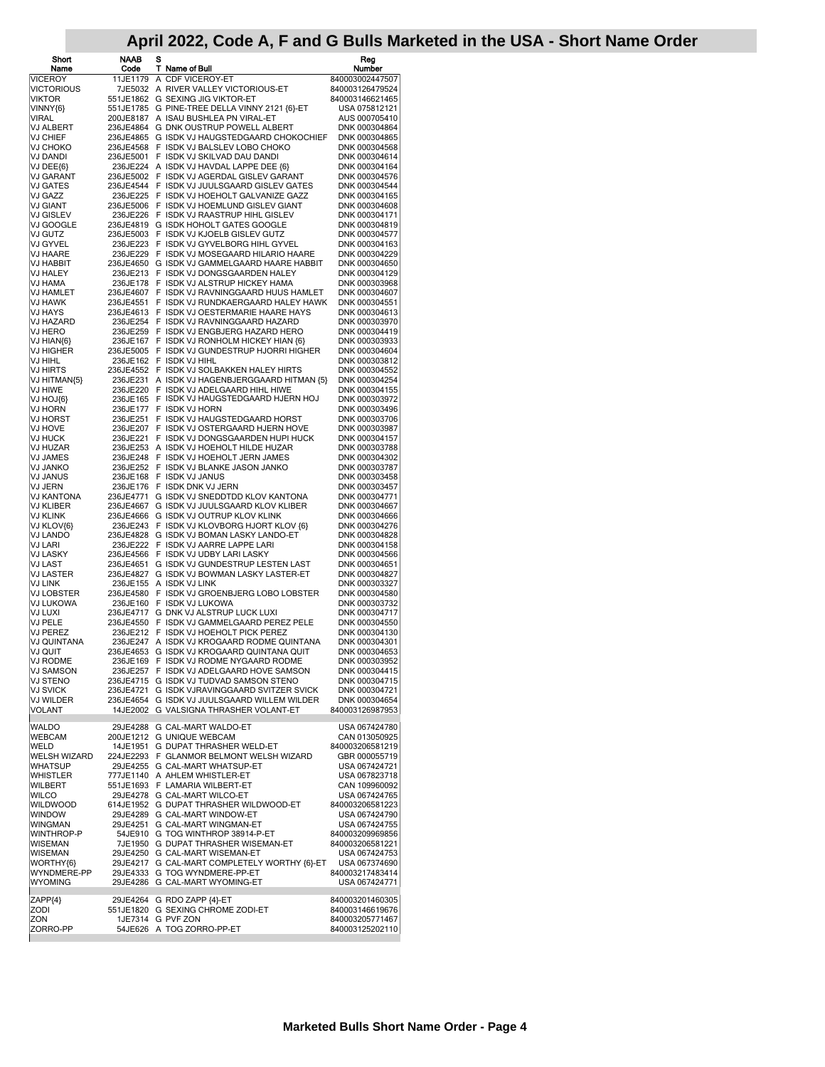# April 2022, Code A, F and G Bulls Marketed in the USA - Short Name Order

| Short Name | NAAB Code | S T | Name of Bull | Reg Number |
|---|---|---|---|---|
| VICEROY | 11JE1179 | A | CDF VICEROY-ET | 840003002447507 |
| VICTORIOUS | 7JE5032 | A | RIVER VALLEY VICTORIOUS-ET | 840003126479524 |
| VIKTOR | 551JE1862 | G | SEXING JIG VIKTOR-ET | 840003146621465 |
| VINNY{6} | 551JE1785 | G | PINE-TREE DELLA VINNY 2121 {6}-ET | USA 075812121 |
| VIRAL | 200JE8187 | A | ISAU BUSHLEA PN VIRAL-ET | AUS 000705410 |
| VJ ALBERT | 236JE4864 | G | DNK OUSTRUP POWELL ALBERT | DNK 000304864 |
| VJ CHIEF | 236JE4865 | G | ISDK VJ HAUGSTEDGAARD CHOKOCHIEF | DNK 000304865 |
| VJ CHOKO | 236JE4568 | F | ISDK VJ BALSLEV LOBO CHOKO | DNK 000304568 |
| VJ DANDI | 236JE5001 | F | ISDK VJ SKILVAD DAU DANDI | DNK 000304614 |
| VJ DEE{6} | 236JE224 | A | ISDK VJ HAVDAL LAPPE DEE {6} | DNK 000304164 |
| VJ GARANT | 236JE5002 | F | ISDK VJ AGERDAL GISLEV GARANT | DNK 000304576 |
| VJ GATES | 236JE4544 | F | ISDK VJ JUULSGAARD GISLEV GATES | DNK 000304544 |
| VJ GAZZ | 236JE225 | F | ISDK VJ HOEHOLT GALVANIZE GAZZ | DNK 000304165 |
| VJ GIANT | 236JE5006 | F | ISDK VJ HOEMLUND GISLEV GIANT | DNK 000304608 |
| VJ GISLEV | 236JE226 | F | ISDK VJ RAASTRUP HIHL GISLEV | DNK 000304171 |
| VJ GOOGLE | 236JE4819 | G | ISDK HOHOLT GATES GOOGLE | DNK 000304819 |
| VJ GUTZ | 236JE5003 | F | ISDK VJ KJOELB GISLEV GUTZ | DNK 000304577 |
| VJ GYVEL | 236JE223 | F | ISDK VJ GYVELBORG HIHL GYVEL | DNK 000304163 |
| VJ HAARE | 236JE229 | F | ISDK VJ MOSEGAARD HILARIO HAARE | DNK 000304229 |
| VJ HABBIT | 236JE4650 | G | ISDK VJ GAMMELGAARD HAARE HABBIT | DNK 000304650 |
| VJ HALEY | 236JE213 | F | ISDK VJ DONGSGAARDEN HALEY | DNK 000304129 |
| VJ HAMA | 236JE178 | F | ISDK VJ ALSTRUP HICKEY HAMA | DNK 000303968 |
| VJ HAMLET | 236JE4607 | F | ISDK VJ RAVNINGGAARD HUUS HAMLET | DNK 000304607 |
| VJ HAWK | 236JE4551 | F | ISDK VJ RUNDKAERGAARD HALEY HAWK | DNK 000304551 |
| VJ HAYS | 236JE4613 | F | ISDK VJ OESTERMARIE HAARE HAYS | DNK 000304613 |
| VJ HAZARD | 236JE254 | F | ISDK VJ RAVNINGGAARD HAZARD | DNK 000303970 |
| VJ HERO | 236JE259 | F | ISDK VJ ENGBJERG HAZARD HERO | DNK 000304419 |
| VJ HIAN{6} | 236JE167 | F | ISDK VJ RONHOLM HICKEY HIAN {6} | DNK 000303933 |
| VJ HIGHER | 236JE5005 | F | ISDK VJ GUNDESTRUP HJORRI HIGHER | DNK 000304604 |
| VJ HIHL | 236JE162 | F | ISDK VJ HIHL | DNK 000303812 |
| VJ HIRTS | 236JE4552 | F | ISDK VJ SOLBAKKEN HALEY HIRTS | DNK 000304552 |
| VJ HITMAN{5} | 236JE231 | A | ISDK VJ HAGENBJERGGAARD HITMAN {5} | DNK 000304254 |
| VJ HIWE | 236JE220 | F | ISDK VJ ADELGAARD HIHL HIWE | DNK 000304155 |
| VJ HOJ{6} | 236JE165 | F | ISDK VJ HAUGSTEDGAARD HJERN HOJ | DNK 000303972 |
| VJ HORN | 236JE177 | F | ISDK VJ HORN | DNK 000303496 |
| VJ HORST | 236JE251 | F | ISDK VJ HAUGSTEDGAARD HORST | DNK 000303706 |
| VJ HOVE | 236JE207 | F | ISDK VJ OSTERGAARD HJERN HOVE | DNK 000303987 |
| VJ HUCK | 236JE221 | F | ISDK VJ DONGSGAARDEN HUPI HUCK | DNK 000304157 |
| VJ HUZAR | 236JE253 | A | ISDK VJ HOEHOLT HILDE HUZAR | DNK 000303788 |
| VJ JAMES | 236JE248 | F | ISDK VJ HOEHOLT JERN JAMES | DNK 000304302 |
| VJ JANKO | 236JE252 | F | ISDK VJ BLANKE JASON JANKO | DNK 000303787 |
| VJ JANUS | 236JE168 | F | ISDK VJ JANUS | DNK 000303458 |
| VJ JERN | 236JE176 | F | ISDK DNK VJ JERN | DNK 000303457 |
| VJ KANTONA | 236JE4771 | G | ISDK VJ SNEDDTDD KLOV KANTONA | DNK 000304771 |
| VJ KLIBER | 236JE4667 | G | ISDK VJ JUULSGAARD KLOV KLIBER | DNK 000304667 |
| VJ KLINK | 236JE4666 | G | ISDK VJ OUTRUP KLOV KLINK | DNK 000304666 |
| VJ KLOV{6} | 236JE243 | F | ISDK VJ KLOVBORG HJORT KLOV {6} | DNK 000304276 |
| VJ LANDO | 236JE4828 | G | ISDK VJ BOMAN LASKY LANDO-ET | DNK 000304828 |
| VJ LARI | 236JE222 | F | ISDK VJ AARRE LAPPE LARI | DNK 000304158 |
| VJ LASKY | 236JE4566 | F | ISDK VJ UDBY LARI LASKY | DNK 000304566 |
| VJ LAST | 236JE4651 | G | ISDK VJ GUNDESTRUP LESTEN LAST | DNK 000304651 |
| VJ LASTER | 236JE4827 | G | ISDK VJ BOWMAN LASKY LASTER-ET | DNK 000304827 |
| VJ LINK | 236JE155 | A | ISDK VJ LINK | DNK 000303327 |
| VJ LOBSTER | 236JE4580 | F | ISDK VJ GROENBJERG LOBO LOBSTER | DNK 000304580 |
| VJ LUKOWA | 236JE160 | F | ISDK VJ LUKOWA | DNK 000303732 |
| VJ LUXI | 236JE4717 | G | DNK VJ ALSTRUP LUCK LUXI | DNK 000304717 |
| VJ PELE | 236JE4550 | F | ISDK VJ GAMMELGAARD PEREZ PELE | DNK 000304550 |
| VJ PEREZ | 236JE212 | F | ISDK VJ HOEHOLT PICK PEREZ | DNK 000304130 |
| VJ QUINTANA | 236JE247 | A | ISDK VJ KROGAARD RODME QUINTANA | DNK 000304301 |
| VJ QUIT | 236JE4653 | G | ISDK VJ KROGAARD QUINTANA QUIT | DNK 000304653 |
| VJ RODME | 236JE169 | F | ISDK VJ RODME NYGAARD RODME | DNK 000303952 |
| VJ SAMSON | 236JE257 | F | ISDK VJ ADELGAARD HOVE SAMSON | DNK 000304415 |
| VJ STENO | 236JE4715 | G | ISDK VJ TUDVAD SAMSON STENO | DNK 000304715 |
| VJ SVICK | 236JE4721 | G | ISDK VJRAVINGGAARD SVITZER SVICK | DNK 000304721 |
| VJ WILDER | 236JE4654 | G | ISDK VJ JUULSGAARD WILLEM WILDER | DNK 000304654 |
| VOLANT | 14JE2002 | G | VALSIGNA THRASHER VOLANT-ET | 840003126987953 |
| WALDO | 29JE4288 | G | CAL-MART WALDO-ET | USA 067424780 |
| WEBCAM | 200JE1212 | G | UNIQUE WEBCAM | CAN 013050925 |
| WELD | 14JE1951 | G | DUPAT THRASHER WELD-ET | 840003206581219 |
| WELSH WIZARD | 224JE2293 | F | GLANMOR BELMONT WELSH WIZARD | GBR 000055719 |
| WHATSUP | 29JE4255 | G | CAL-MART WHATSUP-ET | USA 067424721 |
| WHISTLER | 777JE1140 | A | AHLEM WHISTLER-ET | USA 067823718 |
| WILBERT | 551JE1693 | F | LAMARIA WILBERT-ET | CAN 109960092 |
| WILCO | 29JE4278 | G | CAL-MART WILCO-ET | USA 067424765 |
| WILDWOOD | 614JE1952 | G | DUPAT THRASHER WILDWOOD-ET | 840003206581223 |
| WINDOW | 29JE4289 | G | CAL-MART WINDOW-ET | USA 067424790 |
| WINGMAN | 29JE4251 | G | CAL-MART WINGMAN-ET | USA 067424755 |
| WINTHROP-P | 54JE910 | G | TOG WINTHROP 38914-P-ET | 840003209969856 |
| WISEMAN | 7JE1950 | G | DUPAT THRASHER WISEMAN-ET | 840003206581221 |
| WISEMAN | 29JE4250 | G | CAL-MART WISEMAN-ET | USA 067424753 |
| WORTHY{6} | 29JE4217 | G | CAL-MART COMPLETELY WORTHY {6}-ET | USA 067374690 |
| WYNDMERE-PP | 29JE4333 | G | TOG WYNDMERE-PP-ET | 840003217483414 |
| WYOMING | 29JE4286 | G | CAL-MART WYOMING-ET | USA 067424771 |
| ZAPP{4} | 29JE4264 | G | RDO ZAPP {4}-ET | 840003201460305 |
| ZODI | 551JE1820 | G | SEXING CHROME ZODI-ET | 840003146619676 |
| ZON | 1JE7314 | G | PVF ZON | 840003205771467 |
| ZORRO-PP | 54JE626 | A | TOG ZORRO-PP-ET | 840003125202110 |